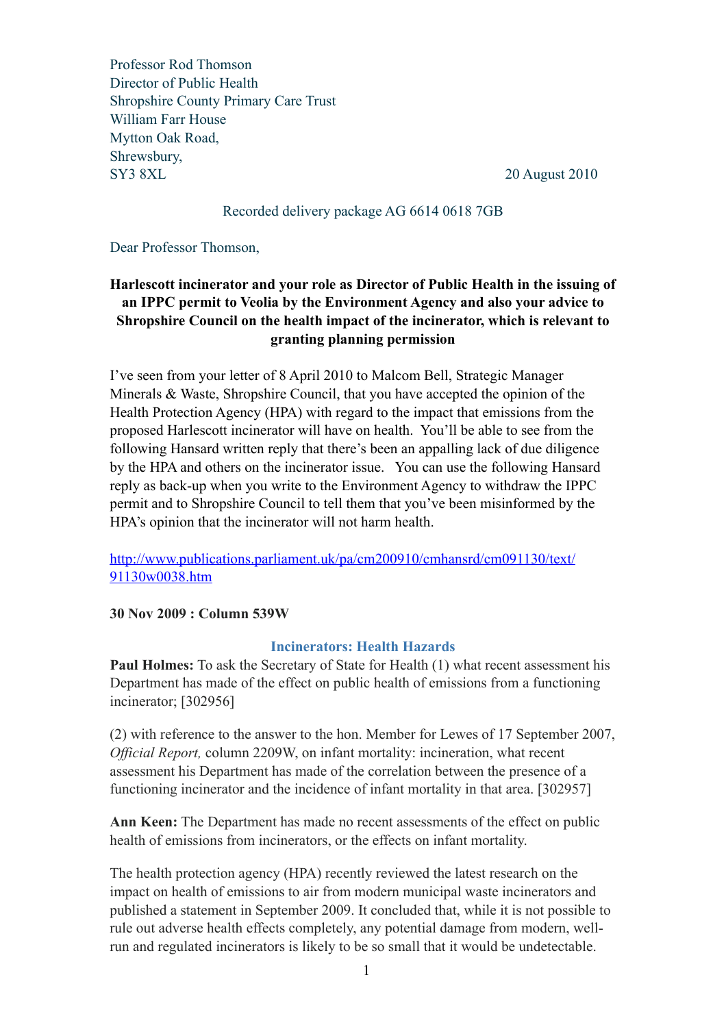Professor Rod Thomson
Director of Public Health
Shropshire County Primary Care Trust
William Farr House
Mytton Oak Road,
Shrewsbury,
SY3 8XL

20 August 2010

Recorded delivery package AG 6614 0618 7GB

Dear Professor Thomson,

**Harlescott incinerator and your role as Director of Public Health in the issuing of an IPPC permit to Veolia by the Environment Agency and also your advice to Shropshire Council on the health impact of the incinerator, which is relevant to granting planning permission**

I've seen from your letter of 8 April 2010 to Malcom Bell, Strategic Manager Minerals & Waste, Shropshire Council, that you have accepted the opinion of the Health Protection Agency (HPA) with regard to the impact that emissions from the proposed Harlescott incinerator will have on health. You'll be able to see from the following Hansard written reply that there's been an appalling lack of due diligence by the HPA and others on the incinerator issue. You can use the following Hansard reply as back-up when you write to the Environment Agency to withdraw the IPPC permit and to Shropshire Council to tell them that you've been misinformed by the HPA's opinion that the incinerator will not harm health.

http://www.publications.parliament.uk/pa/cm200910/cmhansrd/cm091130/text/91130w0038.htm

**30 Nov 2009 : Column 539W**

**Incinerators: Health Hazards**

**Paul Holmes:** To ask the Secretary of State for Health (1) what recent assessment his Department has made of the effect on public health of emissions from a functioning incinerator; [302956]

(2) with reference to the answer to the hon. Member for Lewes of 17 September 2007, *Official Report,* column 2209W, on infant mortality: incineration, what recent assessment his Department has made of the correlation between the presence of a functioning incinerator and the incidence of infant mortality in that area. [302957]

**Ann Keen:** The Department has made no recent assessments of the effect on public health of emissions from incinerators, or the effects on infant mortality.

The health protection agency (HPA) recently reviewed the latest research on the impact on health of emissions to air from modern municipal waste incinerators and published a statement in September 2009. It concluded that, while it is not possible to rule out adverse health effects completely, any potential damage from modern, well-run and regulated incinerators is likely to be so small that it would be undetectable.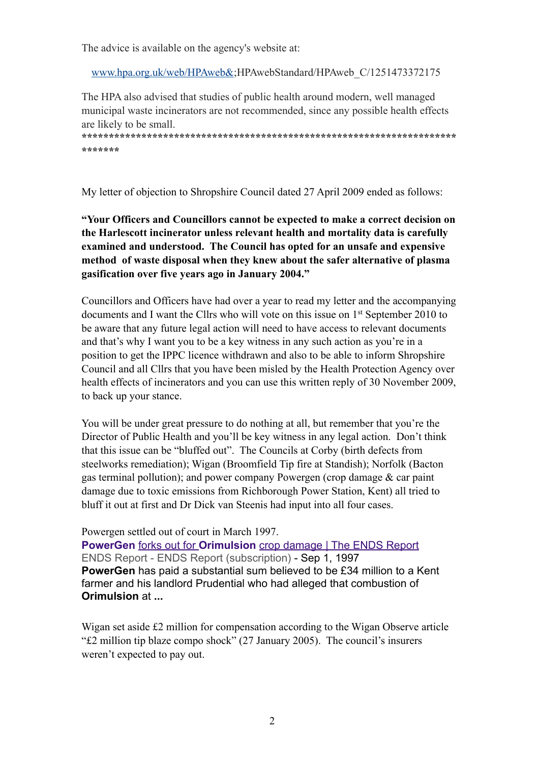The advice is available on the agency's website at:

[www.hpa.org.uk/web/HPAweb&](www.hpa.org.uk/web/HPAweb&);HPAwebStandard/HPAweb_C/1251473372175

The HPA also advised that studies of public health around modern, well managed municipal waste incinerators are not recommended, since any possible health effects are likely to be small.
******************************************************************************

My letter of objection to Shropshire Council dated 27 April 2009 ended as follows:

**"Your Officers and Councillors cannot be expected to make a correct decision on the Harlescott incinerator unless relevant health and mortality data is carefully examined and understood. The Council has opted for an unsafe and expensive method of waste disposal when they knew about the safer alternative of plasma gasification over five years ago in January 2004."**

Councillors and Officers have had over a year to read my letter and the accompanying documents and I want the Cllrs who will vote on this issue on 1st September 2010 to be aware that any future legal action will need to have access to relevant documents and that's why I want you to be a key witness in any such action as you're in a position to get the IPPC licence withdrawn and also to be able to inform Shropshire Council and all Cllrs that you have been misled by the Health Protection Agency over health effects of incinerators and you can use this written reply of 30 November 2009, to back up your stance.

You will be under great pressure to do nothing at all, but remember that you're the Director of Public Health and you'll be key witness in any legal action. Don't think that this issue can be "bluffed out". The Councils at Corby (birth defects from steelworks remediation); Wigan (Broomfield Tip fire at Standish); Norfolk (Bacton gas terminal pollution); and power company Powergen (crop damage & car paint damage due to toxic emissions from Richborough Power Station, Kent) all tried to bluff it out at first and Dr Dick van Steenis had input into all four cases.

Powergen settled out of court in March 1997.
**PowerGen** forks out for **Orimulsion** crop damage | The ENDS Report
ENDS Report - ENDS Report (subscription) - Sep 1, 1997
**PowerGen** has paid a substantial sum believed to be £34 million to a Kent farmer and his landlord Prudential who had alleged that combustion of **Orimulsion** at **...**

Wigan set aside £2 million for compensation according to the Wigan Observe article "£2 million tip blaze compo shock" (27 January 2005). The council's insurers weren't expected to pay out.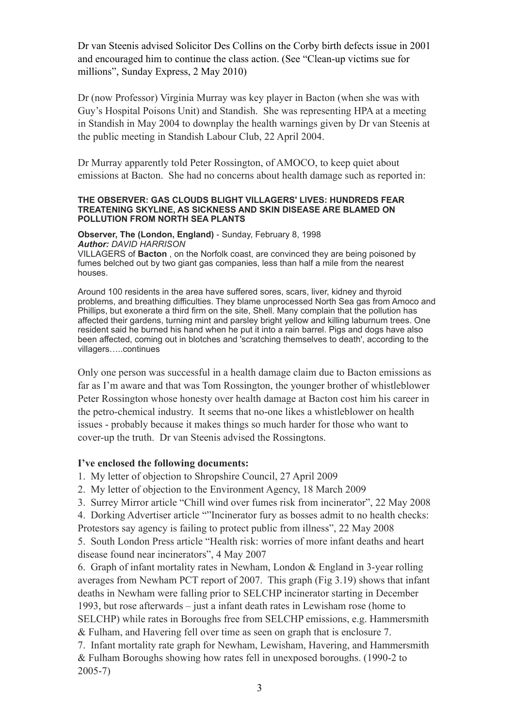Dr van Steenis advised Solicitor Des Collins on the Corby birth defects issue in 2001 and encouraged him to continue the class action. (See "Clean-up victims sue for millions", Sunday Express, 2 May 2010)

Dr (now Professor) Virginia Murray was key player in Bacton (when she was with Guy's Hospital Poisons Unit) and Standish. She was representing HPA at a meeting in Standish in May 2004 to downplay the health warnings given by Dr van Steenis at the public meeting in Standish Labour Club, 22 April 2004.

Dr Murray apparently told Peter Rossington, of AMOCO, to keep quiet about emissions at Bacton. She had no concerns about health damage such as reported in:

**THE OBSERVER: GAS CLOUDS BLIGHT VILLAGERS' LIVES: HUNDREDS FEAR TREATENING SKYLINE, AS SICKNESS AND SKIN DISEASE ARE BLAMED ON POLLUTION FROM NORTH SEA PLANTS**

**Observer, The (London, England)** - Sunday, February 8, 1998
***Author:*** *DAVID HARRISON*
VILLAGERS of **Bacton** , on the Norfolk coast, are convinced they are being poisoned by fumes belched out by two giant gas companies, less than half a mile from the nearest houses.

Around 100 residents in the area have suffered sores, scars, liver, kidney and thyroid problems, and breathing difficulties. They blame unprocessed North Sea gas from Amoco and Phillips, but exonerate a third firm on the site, Shell. Many complain that the pollution has affected their gardens, turning mint and parsley bright yellow and killing laburnum trees. One resident said he burned his hand when he put it into a rain barrel. Pigs and dogs have also been affected, coming out in blotches and 'scratching themselves to death', according to the villagers…..continues

Only one person was successful in a health damage claim due to Bacton emissions as far as I'm aware and that was Tom Rossington, the younger brother of whistleblower Peter Rossington whose honesty over health damage at Bacton cost him his career in the petro-chemical industry. It seems that no-one likes a whistleblower on health issues - probably because it makes things so much harder for those who want to cover-up the truth. Dr van Steenis advised the Rossingtons.

**I've enclosed the following documents:**

1. My letter of objection to Shropshire Council, 27 April 2009
2. My letter of objection to the Environment Agency, 18 March 2009
3. Surrey Mirror article "Chill wind over fumes risk from incinerator", 22 May 2008
4. Dorking Advertiser article ""Incinerator fury as bosses admit to no health checks: Protestors say agency is failing to protect public from illness", 22 May 2008
5. South London Press article "Health risk: worries of more infant deaths and heart disease found near incinerators", 4 May 2007
6. Graph of infant mortality rates in Newham, London & England in 3-year rolling averages from Newham PCT report of 2007. This graph (Fig 3.19) shows that infant deaths in Newham were falling prior to SELCHP incinerator starting in December 1993, but rose afterwards – just a infant death rates in Lewisham rose (home to SELCHP) while rates in Boroughs free from SELCHP emissions, e.g. Hammersmith & Fulham, and Havering fell over time as seen on graph that is enclosure 7.
7. Infant mortality rate graph for Newham, Lewisham, Havering, and Hammersmith & Fulham Boroughs showing how rates fell in unexposed boroughs. (1990-2 to 2005-7)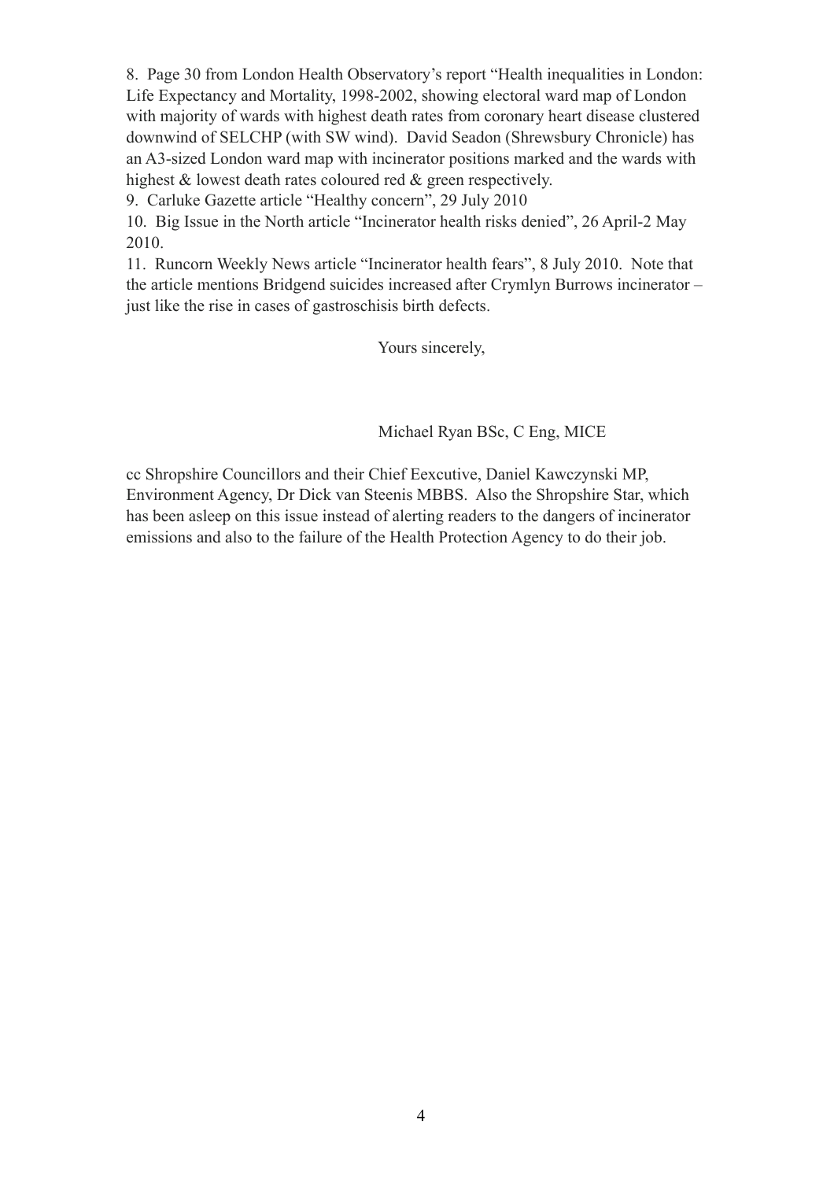8. Page 30 from London Health Observatory's report "Health inequalities in London: Life Expectancy and Mortality, 1998-2002, showing electoral ward map of London with majority of wards with highest death rates from coronary heart disease clustered downwind of SELCHP (with SW wind). David Seadon (Shrewsbury Chronicle) has an A3-sized London ward map with incinerator positions marked and the wards with highest & lowest death rates coloured red & green respectively.

9. Carluke Gazette article "Healthy concern", 29 July 2010

10. Big Issue in the North article "Incinerator health risks denied", 26 April-2 May 2010.

11. Runcorn Weekly News article "Incinerator health fears", 8 July 2010. Note that the article mentions Bridgend suicides increased after Crymlyn Burrows incinerator – just like the rise in cases of gastroschisis birth defects.

Yours sincerely,

Michael Ryan BSc, C Eng, MICE

cc Shropshire Councillors and their Chief Eexcutive, Daniel Kawczynski MP, Environment Agency, Dr Dick van Steenis MBBS. Also the Shropshire Star, which has been asleep on this issue instead of alerting readers to the dangers of incinerator emissions and also to the failure of the Health Protection Agency to do their job.